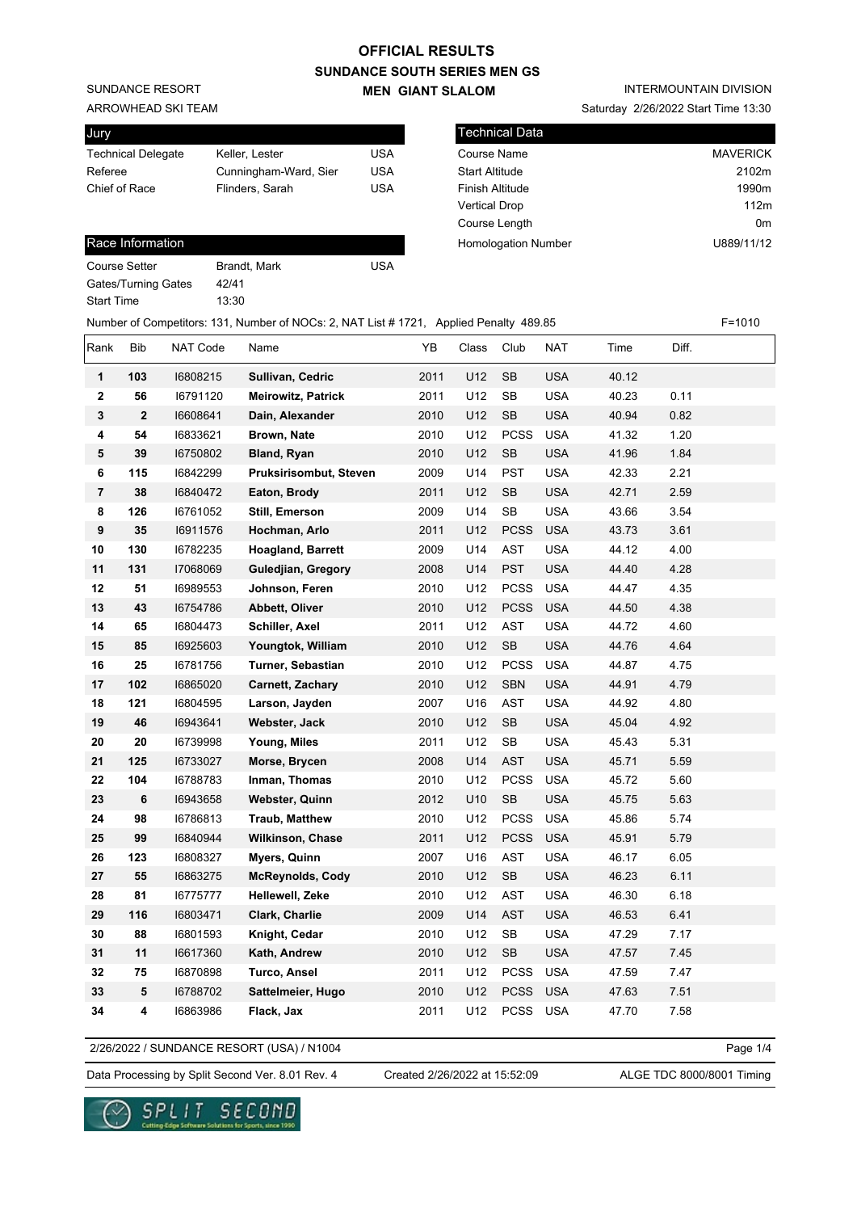# OFFICIAL RESULTS

## SUNDANCE SOUTH SERIES MEN GS

### MEN GIANT SLALOM

SUNDANCE RESORT
ARROWHEAD SKI TEAM

INTERMOUNTAIN DIVISION
Saturday 2/26/2022 Start Time 13:30

| Jury | | |
|---|---|---|
| Technical Delegate | Keller, Lester | USA |
| Referee | Cunningham-Ward, Sier | USA |
| Chief of Race | Flinders, Sarah | USA |

| Technical Data | |
|---|---|
| Course Name | MAVERICK |
| Start Altitude | 2102m |
| Finish Altitude | 1990m |
| Vertical Drop | 112m |
| Course Length | 0m |
| Homologation Number | U889/11/12 |

| Race Information | | |
|---|---|---|
| Course Setter | Brandt, Mark | USA |
| Gates/Turning Gates | 42/41 | |
| Start Time | 13:30 | |

Number of Competitors: 131, Number of NOCs: 2, NAT List # 1721, Applied Penalty 489.85 F=1010

| Rank | Bib | NAT Code | Name | YB | Class | Club | NAT | Time | Diff. |
|---|---|---|---|---|---|---|---|---|---|
| 1 | 103 | I6808215 | Sullivan, Cedric | 2011 | U12 | SB | USA | 40.12 | |
| 2 | 56 | I6791120 | Meirowitz, Patrick | 2011 | U12 | SB | USA | 40.23 | 0.11 |
| 3 | 2 | I6608641 | Dain, Alexander | 2010 | U12 | SB | USA | 40.94 | 0.82 |
| 4 | 54 | I6833621 | Brown, Nate | 2010 | U12 | PCSS | USA | 41.32 | 1.20 |
| 5 | 39 | I6750802 | Bland, Ryan | 2010 | U12 | SB | USA | 41.96 | 1.84 |
| 6 | 115 | I6842299 | Pruksirisombut, Steven | 2009 | U14 | PST | USA | 42.33 | 2.21 |
| 7 | 38 | I6840472 | Eaton, Brody | 2011 | U12 | SB | USA | 42.71 | 2.59 |
| 8 | 126 | I6761052 | Still, Emerson | 2009 | U14 | SB | USA | 43.66 | 3.54 |
| 9 | 35 | I6911576 | Hochman, Arlo | 2011 | U12 | PCSS | USA | 43.73 | 3.61 |
| 10 | 130 | I6782235 | Hoagland, Barrett | 2009 | U14 | AST | USA | 44.12 | 4.00 |
| 11 | 131 | I7068069 | Guledjian, Gregory | 2008 | U14 | PST | USA | 44.40 | 4.28 |
| 12 | 51 | I6989553 | Johnson, Feren | 2010 | U12 | PCSS | USA | 44.47 | 4.35 |
| 13 | 43 | I6754786 | Abbett, Oliver | 2010 | U12 | PCSS | USA | 44.50 | 4.38 |
| 14 | 65 | I6804473 | Schiller, Axel | 2011 | U12 | AST | USA | 44.72 | 4.60 |
| 15 | 85 | I6925603 | Youngtok, William | 2010 | U12 | SB | USA | 44.76 | 4.64 |
| 16 | 25 | I6781756 | Turner, Sebastian | 2010 | U12 | PCSS | USA | 44.87 | 4.75 |
| 17 | 102 | I6865020 | Carnett, Zachary | 2010 | U12 | SBN | USA | 44.91 | 4.79 |
| 18 | 121 | I6804595 | Larson, Jayden | 2007 | U16 | AST | USA | 44.92 | 4.80 |
| 19 | 46 | I6943641 | Webster, Jack | 2010 | U12 | SB | USA | 45.04 | 4.92 |
| 20 | 20 | I6739998 | Young, Miles | 2011 | U12 | SB | USA | 45.43 | 5.31 |
| 21 | 125 | I6733027 | Morse, Brycen | 2008 | U14 | AST | USA | 45.71 | 5.59 |
| 22 | 104 | I6788783 | Inman, Thomas | 2010 | U12 | PCSS | USA | 45.72 | 5.60 |
| 23 | 6 | I6943658 | Webster, Quinn | 2012 | U10 | SB | USA | 45.75 | 5.63 |
| 24 | 98 | I6786813 | Traub, Matthew | 2010 | U12 | PCSS | USA | 45.86 | 5.74 |
| 25 | 99 | I6840944 | Wilkinson, Chase | 2011 | U12 | PCSS | USA | 45.91 | 5.79 |
| 26 | 123 | I6808327 | Myers, Quinn | 2007 | U16 | AST | USA | 46.17 | 6.05 |
| 27 | 55 | I6863275 | McReynolds, Cody | 2010 | U12 | SB | USA | 46.23 | 6.11 |
| 28 | 81 | I6775777 | Hellewell, Zeke | 2010 | U12 | AST | USA | 46.30 | 6.18 |
| 29 | 116 | I6803471 | Clark, Charlie | 2009 | U14 | AST | USA | 46.53 | 6.41 |
| 30 | 88 | I6801593 | Knight, Cedar | 2010 | U12 | SB | USA | 47.29 | 7.17 |
| 31 | 11 | I6617360 | Kath, Andrew | 2010 | U12 | SB | USA | 47.57 | 7.45 |
| 32 | 75 | I6870898 | Turco, Ansel | 2011 | U12 | PCSS | USA | 47.59 | 7.47 |
| 33 | 5 | I6788702 | Sattelmeier, Hugo | 2010 | U12 | PCSS | USA | 47.63 | 7.51 |
| 34 | 4 | I6863986 | Flack, Jax | 2011 | U12 | PCSS | USA | 47.70 | 7.58 |

2/26/2022 / SUNDANCE RESORT (USA) / N1004

Data Processing by Split Second Ver. 8.01 Rev. 4 Created 2/26/2022 at 15:52:09 ALGE TDC 8000/8001 Timing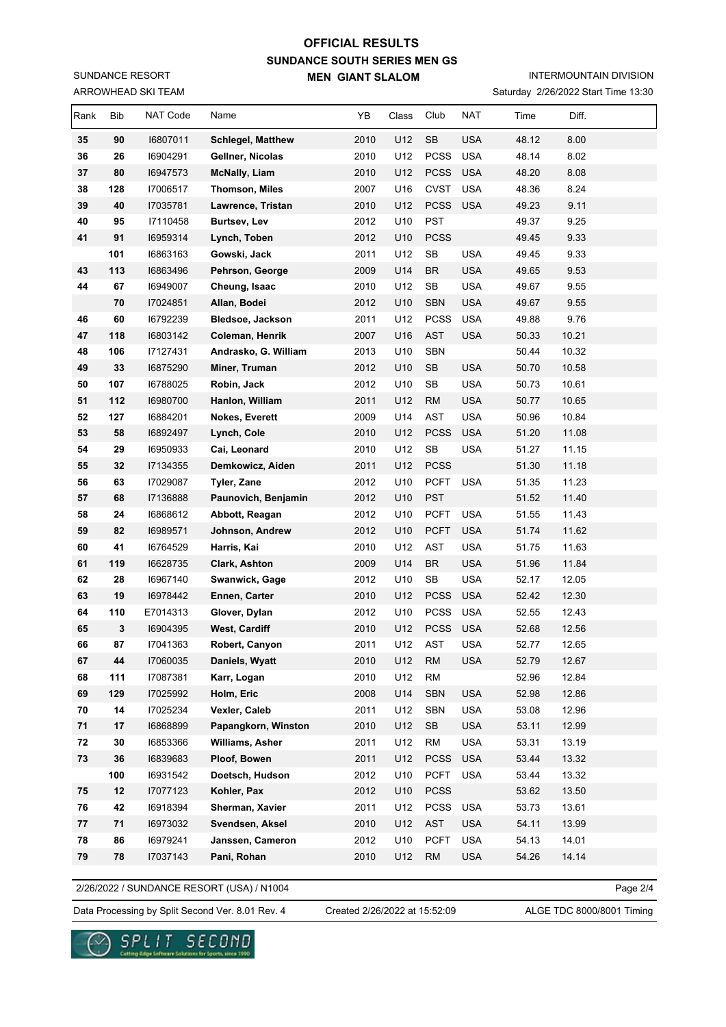# OFFICIAL RESULTS

## SUNDANCE SOUTH SERIES MEN GS

### MEN GIANT SLALOM

SUNDANCE RESORT
ARROWHEAD SKI TEAM

INTERMOUNTAIN DIVISION
Saturday 2/26/2022 Start Time 13:30

| Rank | Bib | NAT Code | Name | YB | Class | Club | NAT | Time | Diff. |
|---|---|---|---|---|---|---|---|---|---|
| **35** | **90** | I6807011 | **Schlegel, Matthew** | 2010 | U12 | SB | USA | 48.12 | 8.00 |
| **36** | **26** | I6904291 | **Gellner, Nicolas** | 2010 | U12 | PCSS | USA | 48.14 | 8.02 |
| **37** | **80** | I6947573 | **McNally, Liam** | 2010 | U12 | PCSS | USA | 48.20 | 8.08 |
| **38** | **128** | I7006517 | **Thomson, Miles** | 2007 | U16 | CVST | USA | 48.36 | 8.24 |
| **39** | **40** | I7035781 | **Lawrence, Tristan** | 2010 | U12 | PCSS | USA | 49.23 | 9.11 |
| **40** | **95** | I7110458 | **Burtsev, Lev** | 2012 | U10 | PST | | 49.37 | 9.25 |
| **41** | **91** | I6959314 | **Lynch, Toben** | 2012 | U10 | PCSS | | 49.45 | 9.33 |
| | **101** | I6863163 | **Gowski, Jack** | 2011 | U12 | SB | USA | 49.45 | 9.33 |
| **43** | **113** | I6863496 | **Pehrson, George** | 2009 | U14 | BR | USA | 49.65 | 9.53 |
| **44** | **67** | I6949007 | **Cheung, Isaac** | 2010 | U12 | SB | USA | 49.67 | 9.55 |
| | **70** | I7024851 | **Allan, Bodei** | 2012 | U10 | SBN | USA | 49.67 | 9.55 |
| **46** | **60** | I6792239 | **Bledsoe, Jackson** | 2011 | U12 | PCSS | USA | 49.88 | 9.76 |
| **47** | **118** | I6803142 | **Coleman, Henrik** | 2007 | U16 | AST | USA | 50.33 | 10.21 |
| **48** | **106** | I7127431 | **Andrasko, G. William** | 2013 | U10 | SBN | | 50.44 | 10.32 |
| **49** | **33** | I6875290 | **Miner, Truman** | 2012 | U10 | SB | USA | 50.70 | 10.58 |
| **50** | **107** | I6788025 | **Robin, Jack** | 2012 | U10 | SB | USA | 50.73 | 10.61 |
| **51** | **112** | I6980700 | **Hanlon, William** | 2011 | U12 | RM | USA | 50.77 | 10.65 |
| **52** | **127** | I6884201 | **Nokes, Everett** | 2009 | U14 | AST | USA | 50.96 | 10.84 |
| **53** | **58** | I6892497 | **Lynch, Cole** | 2010 | U12 | PCSS | USA | 51.20 | 11.08 |
| **54** | **29** | I6950933 | **Cai, Leonard** | 2010 | U12 | SB | USA | 51.27 | 11.15 |
| **55** | **32** | I7134355 | **Demkowicz, Aiden** | 2011 | U12 | PCSS | | 51.30 | 11.18 |
| **56** | **63** | I7029087 | **Tyler, Zane** | 2012 | U10 | PCFT | USA | 51.35 | 11.23 |
| **57** | **68** | I7136888 | **Paunovich, Benjamin** | 2012 | U10 | PST | | 51.52 | 11.40 |
| **58** | **24** | I6868612 | **Abbott, Reagan** | 2012 | U10 | PCFT | USA | 51.55 | 11.43 |
| **59** | **82** | I6989571 | **Johnson, Andrew** | 2012 | U10 | PCFT | USA | 51.74 | 11.62 |
| **60** | **41** | I6764529 | **Harris, Kai** | 2010 | U12 | AST | USA | 51.75 | 11.63 |
| **61** | **119** | I6628735 | **Clark, Ashton** | 2009 | U14 | BR | USA | 51.96 | 11.84 |
| **62** | **28** | I6967140 | **Swanwick, Gage** | 2012 | U10 | SB | USA | 52.17 | 12.05 |
| **63** | **19** | I6978442 | **Ennen, Carter** | 2010 | U12 | PCSS | USA | 52.42 | 12.30 |
| **64** | **110** | E7014313 | **Glover, Dylan** | 2012 | U10 | PCSS | USA | 52.55 | 12.43 |
| **65** | **3** | I6904395 | **West, Cardiff** | 2010 | U12 | PCSS | USA | 52.68 | 12.56 |
| **66** | **87** | I7041363 | **Robert, Canyon** | 2011 | U12 | AST | USA | 52.77 | 12.65 |
| **67** | **44** | I7060035 | **Daniels, Wyatt** | 2010 | U12 | RM | USA | 52.79 | 12.67 |
| **68** | **111** | I7087381 | **Karr, Logan** | 2010 | U12 | RM | | 52.96 | 12.84 |
| **69** | **129** | I7025992 | **Holm, Eric** | 2008 | U14 | SBN | USA | 52.98 | 12.86 |
| **70** | **14** | I7025234 | **Vexler, Caleb** | 2011 | U12 | SBN | USA | 53.08 | 12.96 |
| **71** | **17** | I6868899 | **Papangkorn, Winston** | 2010 | U12 | SB | USA | 53.11 | 12.99 |
| **72** | **30** | I6853366 | **Williams, Asher** | 2011 | U12 | RM | USA | 53.31 | 13.19 |
| **73** | **36** | I6839683 | **Ploof, Bowen** | 2011 | U12 | PCSS | USA | 53.44 | 13.32 |
| | **100** | I6931542 | **Doetsch, Hudson** | 2012 | U10 | PCFT | USA | 53.44 | 13.32 |
| **75** | **12** | I7077123 | **Kohler, Pax** | 2012 | U10 | PCSS | | 53.62 | 13.50 |
| **76** | **42** | I6918394 | **Sherman, Xavier** | 2011 | U12 | PCSS | USA | 53.73 | 13.61 |
| **77** | **71** | I6973032 | **Svendsen, Aksel** | 2010 | U12 | AST | USA | 54.11 | 13.99 |
| **78** | **86** | I6979241 | **Janssen, Cameron** | 2012 | U10 | PCFT | USA | 54.13 | 14.01 |
| **79** | **78** | I7037143 | **Pani, Rohan** | 2010 | U12 | RM | USA | 54.26 | 14.14 |

2/26/2022 / SUNDANCE RESORT (USA) / N1004

Data Processing by Split Second Ver. 8.01 Rev. 4 — Created 2/26/2022 at 15:52:09 — ALGE TDC 8000/8001 Timing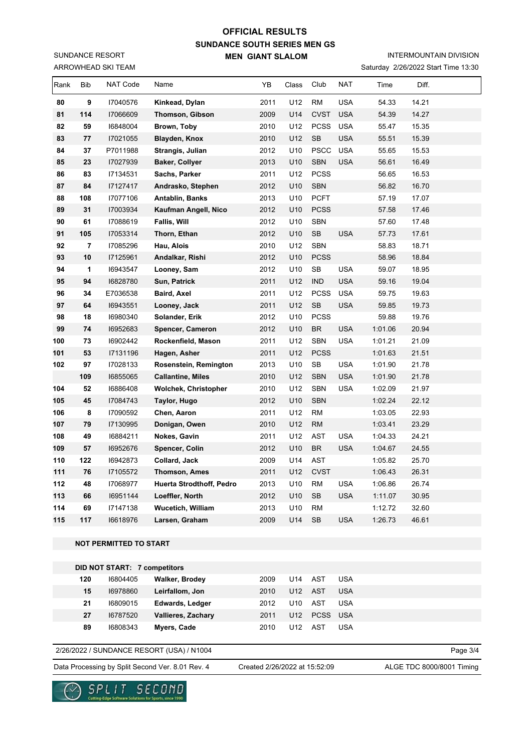# OFFICIAL RESULTS

## SUNDANCE SOUTH SERIES MEN GS

### MEN GIANT SLALOM

SUNDANCE RESORT
ARROWHEAD SKI TEAM

INTERMOUNTAIN DIVISION
Saturday 2/26/2022 Start Time 13:30

| Rank | Bib | NAT Code | Name | YB | Class | Club | NAT | Time | Diff. |
|---|---|---|---|---|---|---|---|---|---|
| 80 | 9 | I7040576 | **Kinkead, Dylan** | 2011 | U12 | RM | USA | 54.33 | 14.21 |
| 81 | 114 | I7066609 | **Thomson, Gibson** | 2009 | U14 | CVST | USA | 54.39 | 14.27 |
| 82 | 59 | I6848004 | **Brown, Toby** | 2010 | U12 | PCSS | USA | 55.47 | 15.35 |
| 83 | 77 | I7021055 | **Blayden, Knox** | 2010 | U12 | SB | USA | 55.51 | 15.39 |
| 84 | 37 | P7011988 | **Strangis, Julian** | 2012 | U10 | PSCC | USA | 55.65 | 15.53 |
| 85 | 23 | I7027939 | **Baker, Collyer** | 2013 | U10 | SBN | USA | 56.61 | 16.49 |
| 86 | 83 | I7134531 | **Sachs, Parker** | 2011 | U12 | PCSS | | 56.65 | 16.53 |
| 87 | 84 | I7127417 | **Andrasko, Stephen** | 2012 | U10 | SBN | | 56.82 | 16.70 |
| 88 | 108 | I7077106 | **Antablin, Banks** | 2013 | U10 | PCFT | | 57.19 | 17.07 |
| 89 | 31 | I7003934 | **Kaufman Angell, Nico** | 2012 | U10 | PCSS | | 57.58 | 17.46 |
| 90 | 61 | I7088619 | **Fallis, Will** | 2012 | U10 | SBN | | 57.60 | 17.48 |
| 91 | 105 | I7053314 | **Thorn, Ethan** | 2012 | U10 | SB | USA | 57.73 | 17.61 |
| 92 | 7 | I7085296 | **Hau, Alois** | 2010 | U12 | SBN | | 58.83 | 18.71 |
| 93 | 10 | I7125961 | **Andalkar, Rishi** | 2012 | U10 | PCSS | | 58.96 | 18.84 |
| 94 | 1 | I6943547 | **Looney, Sam** | 2012 | U10 | SB | USA | 59.07 | 18.95 |
| 95 | 94 | I6828780 | **Sun, Patrick** | 2011 | U12 | IND | USA | 59.16 | 19.04 |
| 96 | 34 | E7036538 | **Baird, Axel** | 2011 | U12 | PCSS | USA | 59.75 | 19.63 |
| 97 | 64 | I6943551 | **Looney, Jack** | 2011 | U12 | SB | USA | 59.85 | 19.73 |
| 98 | 18 | I6980340 | **Solander, Erik** | 2012 | U10 | PCSS | | 59.88 | 19.76 |
| 99 | 74 | I6952683 | **Spencer, Cameron** | 2012 | U10 | BR | USA | 1:01.06 | 20.94 |
| 100 | 73 | I6902442 | **Rockenfield, Mason** | 2011 | U12 | SBN | USA | 1:01.21 | 21.09 |
| 101 | 53 | I7131196 | **Hagen, Asher** | 2011 | U12 | PCSS | | 1:01.63 | 21.51 |
| 102 | 97 | I7028133 | **Rosenstein, Remington** | 2013 | U10 | SB | USA | 1:01.90 | 21.78 |
| | 109 | I6855065 | **Callantine, Miles** | 2010 | U12 | SBN | USA | 1:01.90 | 21.78 |
| 104 | 52 | I6886408 | **Wolchek, Christopher** | 2010 | U12 | SBN | USA | 1:02.09 | 21.97 |
| 105 | 45 | I7084743 | **Taylor, Hugo** | 2012 | U10 | SBN | | 1:02.24 | 22.12 |
| 106 | 8 | I7090592 | **Chen, Aaron** | 2011 | U12 | RM | | 1:03.05 | 22.93 |
| 107 | 79 | I7130995 | **Donigan, Owen** | 2010 | U12 | RM | | 1:03.41 | 23.29 |
| 108 | 49 | I6884211 | **Nokes, Gavin** | 2011 | U12 | AST | USA | 1:04.33 | 24.21 |
| 109 | 57 | I6952676 | **Spencer, Colin** | 2012 | U10 | BR | USA | 1:04.67 | 24.55 |
| 110 | 122 | I6942873 | **Collard, Jack** | 2009 | U14 | AST | | 1:05.82 | 25.70 |
| 111 | 76 | I7105572 | **Thomson, Ames** | 2011 | U12 | CVST | | 1:06.43 | 26.31 |
| 112 | 48 | I7068977 | **Huerta Strodthoff, Pedro** | 2013 | U10 | RM | USA | 1:06.86 | 26.74 |
| 113 | 66 | I6951144 | **Loeffler, North** | 2012 | U10 | SB | USA | 1:11.07 | 30.95 |
| 114 | 69 | I7147138 | **Wucetich, William** | 2013 | U10 | RM | | 1:12.72 | 32.60 |
| 115 | 117 | I6618976 | **Larsen, Graham** | 2009 | U14 | SB | USA | 1:26.73 | 46.61 |

**NOT PERMITTED TO START**

**DID NOT START: 7 competitors**

| Bib | NAT Code | Name | YB | Class | Club | NAT |
|---|---|---|---|---|---|---|
| 120 | I6804405 | **Walker, Brodey** | 2009 | U14 | AST | USA |
| 15 | I6978860 | **Leirfallom, Jon** | 2010 | U12 | AST | USA |
| 21 | I6809015 | **Edwards, Ledger** | 2012 | U10 | AST | USA |
| 27 | I6787520 | **Vallieres, Zachary** | 2011 | U12 | PCSS | USA |
| 89 | I6808343 | **Myers, Cade** | 2010 | U12 | AST | USA |

2/26/2022 / SUNDANCE RESORT (USA) / N1004

Data Processing by Split Second Ver. 8.01 Rev. 4 — Created 2/26/2022 at 15:52:09 — ALGE TDC 8000/8001 Timing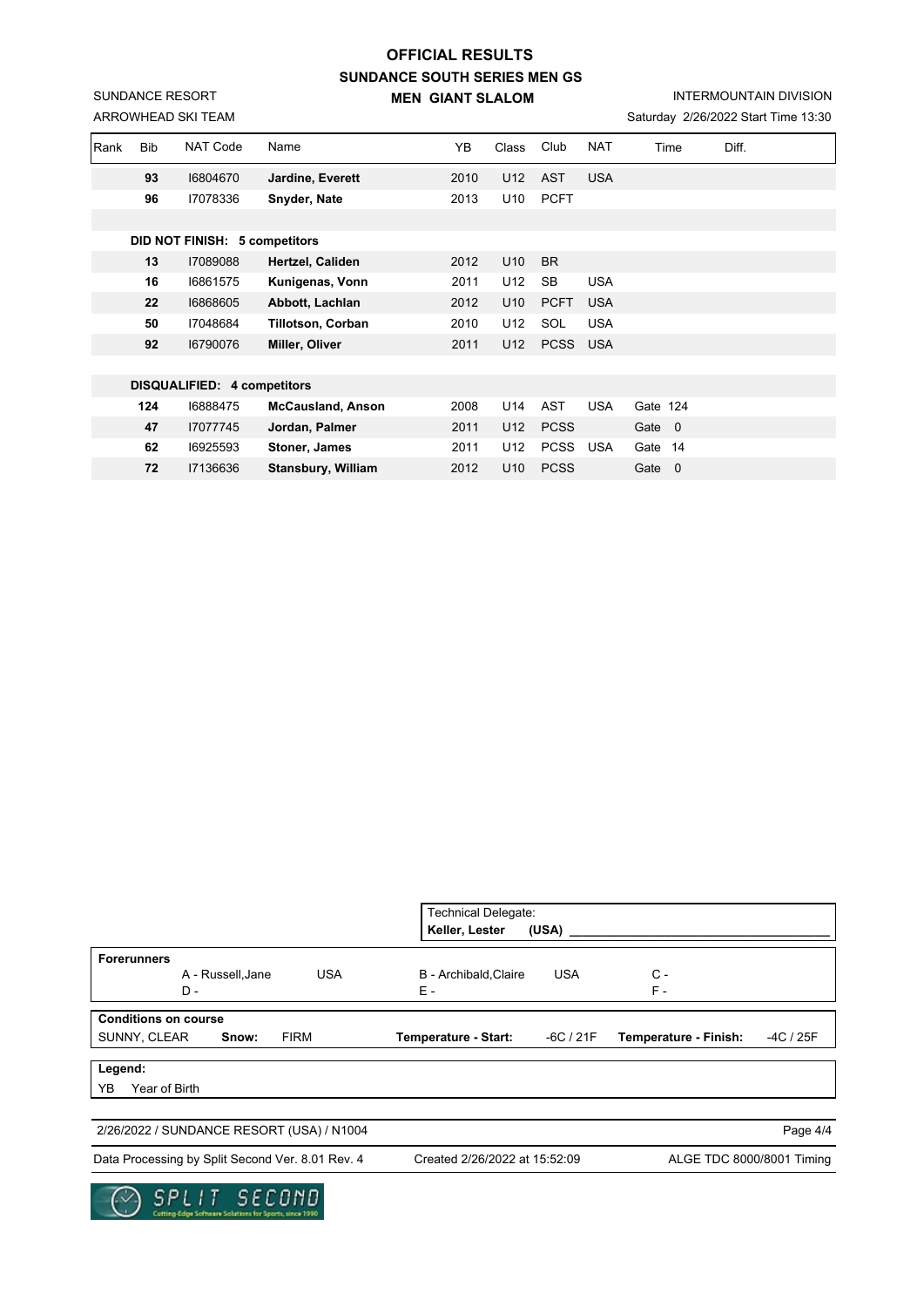# OFFICIAL RESULTS

## SUNDANCE SOUTH SERIES MEN GS

### MEN GIANT SLALOM

SUNDANCE RESORT
ARROWHEAD SKI TEAM

INTERMOUNTAIN DIVISION
Saturday 2/26/2022 Start Time 13:30

| Rank | Bib | NAT Code | Name | YB | Class | Club | NAT | Time | Diff. |
|---|---|---|---|---|---|---|---|---|---|
| | **93** | I6804670 | **Jardine, Everett** | 2010 | U12 | AST | USA | | |
| | **96** | I7078336 | **Snyder, Nate** | 2013 | U10 | PCFT | | | |
| | **DID NOT FINISH: 5 competitors** | | | | | | | | |
| | **13** | I7089088 | **Hertzel, Caliden** | 2012 | U10 | BR | | | |
| | **16** | I6861575 | **Kunigenas, Vonn** | 2011 | U12 | SB | USA | | |
| | **22** | I6868605 | **Abbott, Lachlan** | 2012 | U10 | PCFT | USA | | |
| | **50** | I7048684 | **Tillotson, Corban** | 2010 | U12 | SOL | USA | | |
| | **92** | I6790076 | **Miller, Oliver** | 2011 | U12 | PCSS | USA | | |
| | **DISQUALIFIED: 4 competitors** | | | | | | | | |
| | **124** | I6888475 | **McCausland, Anson** | 2008 | U14 | AST | USA | Gate 124 | |
| | **47** | I7077745 | **Jordan, Palmer** | 2011 | U12 | PCSS | | Gate 0 | |
| | **62** | I6925593 | **Stoner, James** | 2011 | U12 | PCSS | USA | Gate 14 | |
| | **72** | I7136636 | **Stansbury, William** | 2012 | U10 | PCSS | | Gate 0 | |

Technical Delegate:
**Keller, Lester** **(USA)**

**Forerunners**

| | | | | | |
|---|---|---|---|---|---|
| A - Russell,Jane | USA | B - Archibald,Claire | USA | C - | |
| D - | | E - | | F - | |

**Conditions on course**

SUNNY, CLEAR **Snow:** FIRM **Temperature - Start:** -6C / 21F **Temperature - Finish:** -4C / 25F

**Legend:**
YB Year of Birth

2/26/2022 / SUNDANCE RESORT (USA) / N1004

Data Processing by Split Second Ver. 8.01 Rev. 4 Created 2/26/2022 at 15:52:09 ALGE TDC 8000/8001 Timing